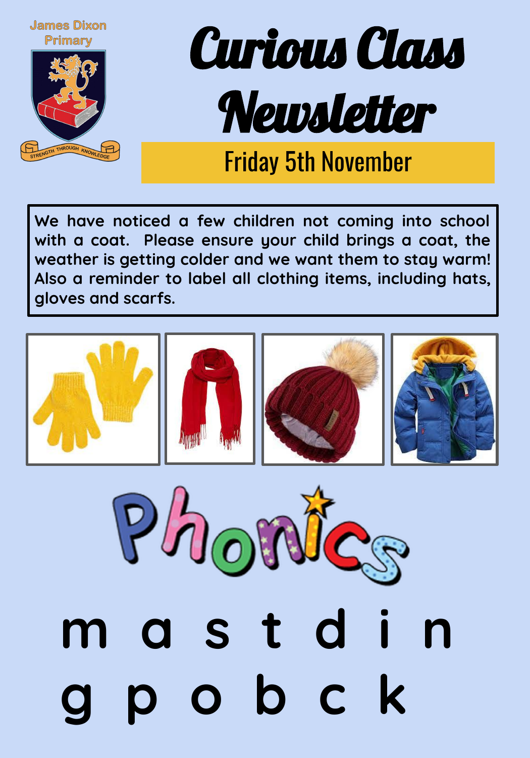James Dixon Primary

STRENGTH THROUGH KNOWLEDGE

# Curious Class Newsletter

## Friday 5th November

We have noticed a few children not coming into school with a coat. Please ensure your child brings a coat, the weather is getting colder and we want them to stay warm! Also a reminder to label all clothing items, including hats, gloves and scarfs.

# Phonics

m a s t d i n

g p o b c k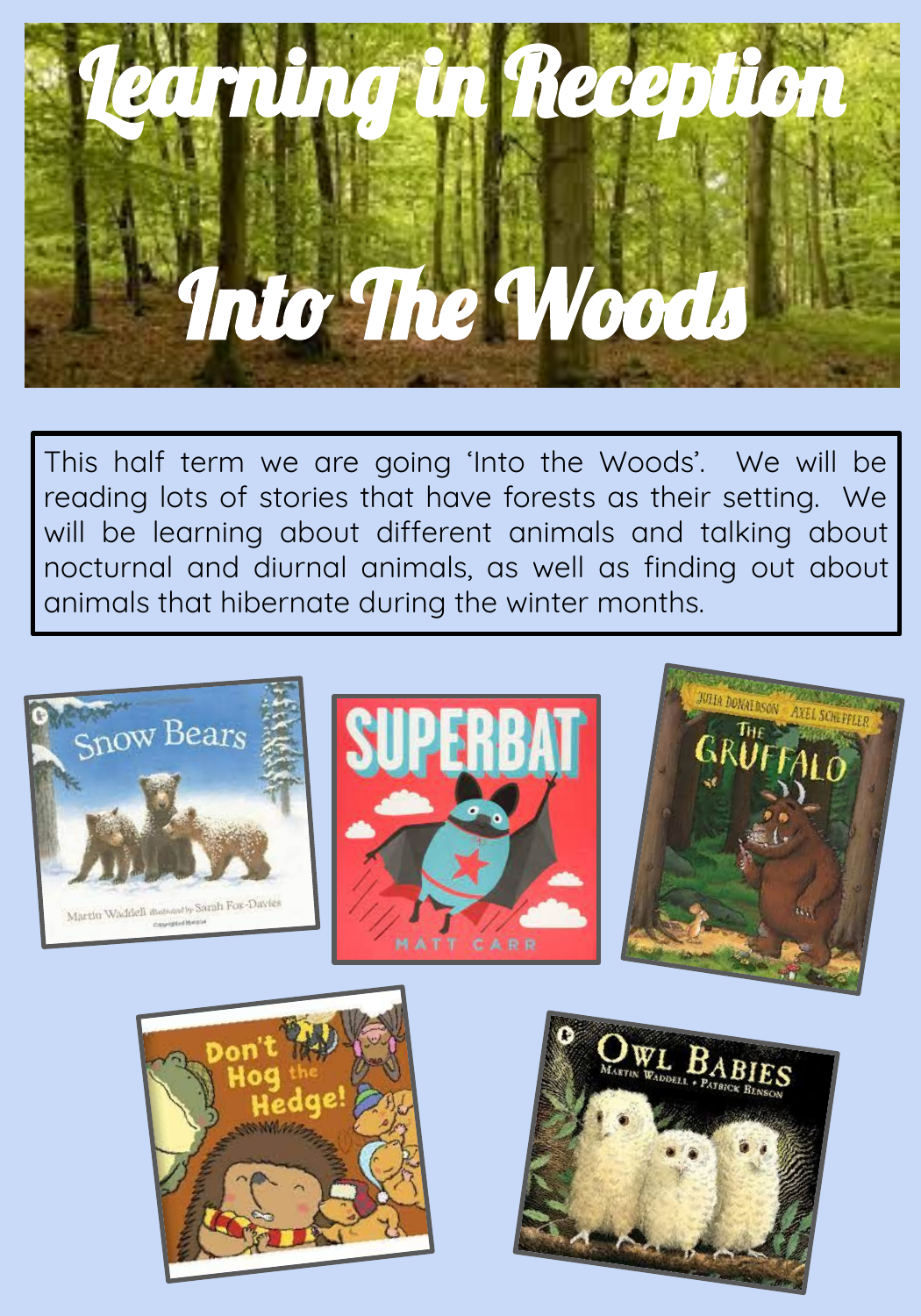# Learning in Reception

# Into The Woods

This half term we are going 'Into the Woods'. We will be reading lots of stories that have forests as their setting. We will be learning about different animals and talking about nocturnal and diurnal animals, as well as finding out about animals that hibernate during the winter months.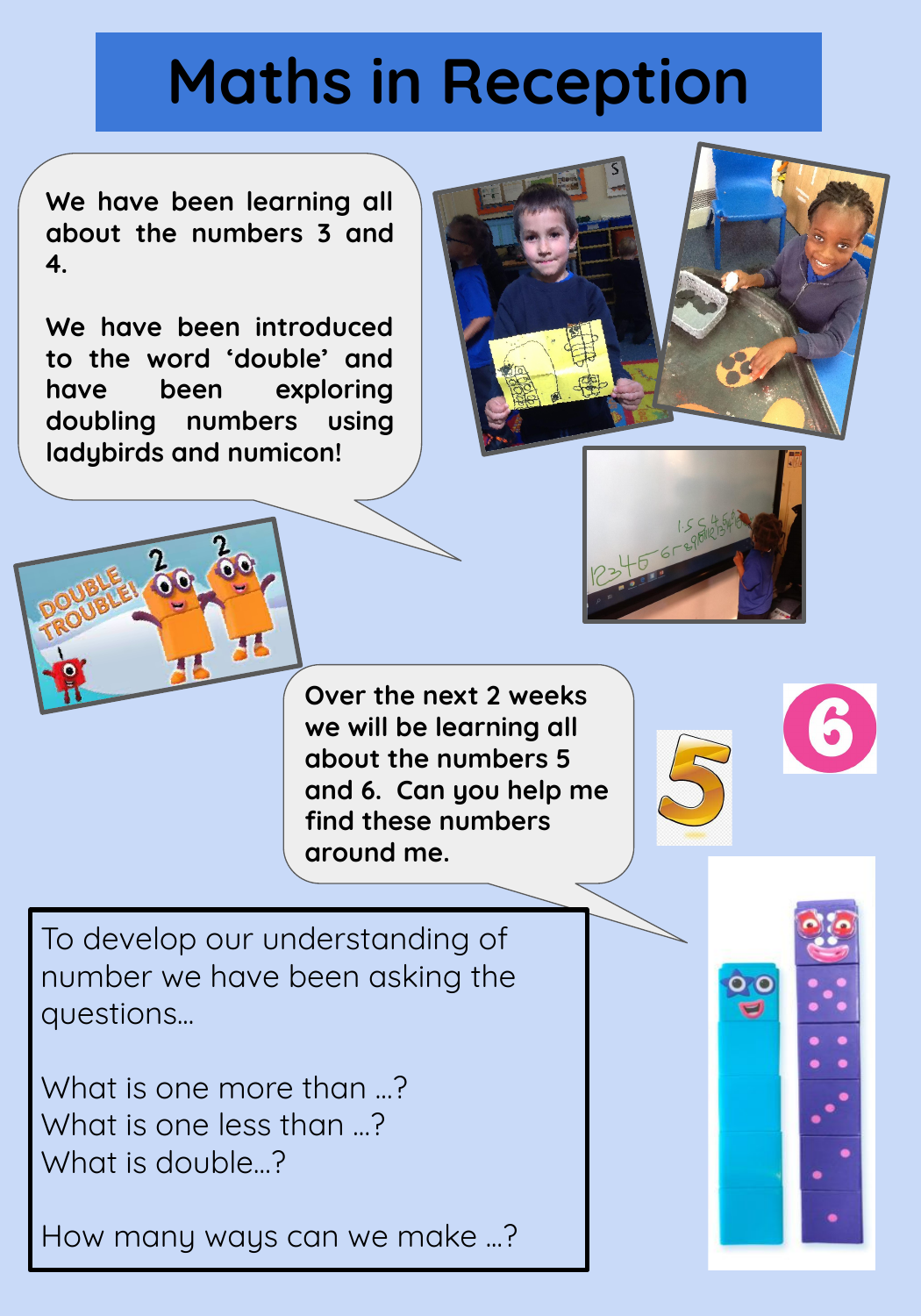# Maths in Reception

We have been learning all about the numbers 3 and 4.

We have been introduced to the word 'double' and have been exploring doubling numbers using ladybirds and numicon!

Over the next 2 weeks we will be learning all about the numbers 5 and 6. Can you help me find these numbers around me.

To develop our understanding of number we have been asking the questions…

What is one more than …?
What is one less than …?
What is double…?

How many ways can we make …?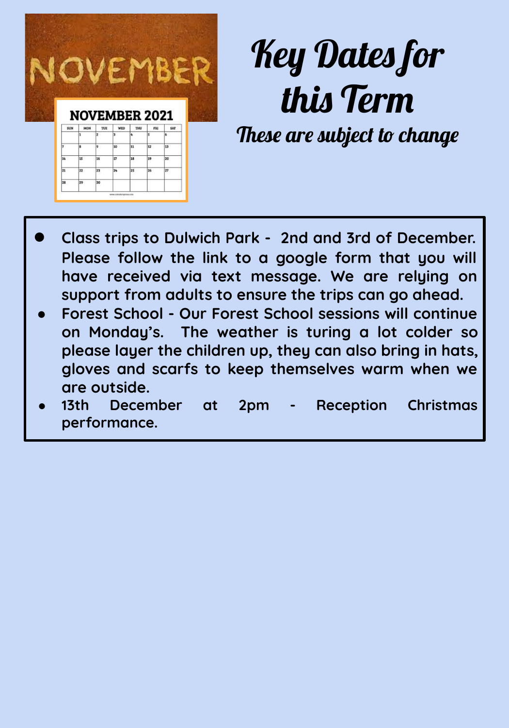# Key Dates for this Term

## These are subject to change

- **Class trips to Dulwich Park - 2nd and 3rd of December. Please follow the link to a google form that you will have received via text message. We are relying on support from adults to ensure the trips can go ahead.**
- **Forest School - Our Forest School sessions will continue on Monday's. The weather is turing a lot colder so please layer the children up, they can also bring in hats, gloves and scarfs to keep themselves warm when we are outside.**
- **13th December at 2pm - Reception Christmas performance.**